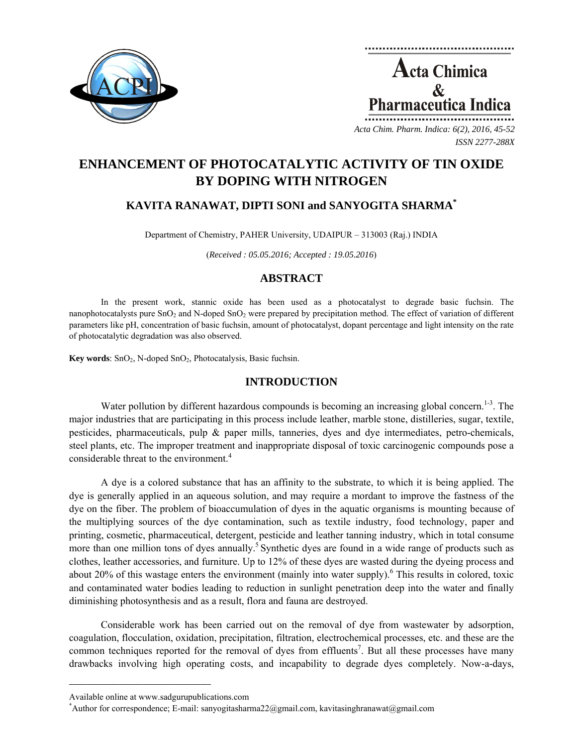# ENHANCEMENT OF PHOTOCATALYTIC ACTIVITY OF TIN OXIDE BY DOPING WITH NITROGEN

## KAVITA RANAWAT, DIPTI SONI and SANYOGITA SHARMA*

Department of Chemistry, PAHER University, UDAIPUR – 313003 (Raj.) INDIA

(*Received : 05.05.2016; Accepted : 19.05.2016*)

## ABSTRACT

In the present work, stannic oxide has been used as a photocatalyst to degrade basic fuchsin. The nanophotocatalysts pure $SnO_2$ and N-doped $SnO_2$ were prepared by precipitation method. The effect of variation of different parameters like pH, concentration of basic fuchsin, amount of photocatalyst, dopant percentage and light intensity on the rate of photocatalytic degradation was also observed.

**Key words**: $SnO_2$, N-doped $SnO_2$, Photocatalysis, Basic fuchsin.

## INTRODUCTION

Water pollution by different hazardous compounds is becoming an increasing global concern.[1-3]. The major industries that are participating in this process include leather, marble stone, distilleries, sugar, textile, pesticides, pharmaceuticals, pulp & paper mills, tanneries, dyes and dye intermediates, petro-chemicals, steel plants, etc. The improper treatment and inappropriate disposal of toxic carcinogenic compounds pose a considerable threat to the environment.[4]

A dye is a colored substance that has an affinity to the substrate, to which it is being applied. The dye is generally applied in an aqueous solution, and may require a mordant to improve the fastness of the dye on the fiber. The problem of bioaccumulation of dyes in the aquatic organisms is mounting because of the multiplying sources of the dye contamination, such as textile industry, food technology, paper and printing, cosmetic, pharmaceutical, detergent, pesticide and leather tanning industry, which in total consume more than one million tons of dyes annually.[5] Synthetic dyes are found in a wide range of products such as clothes, leather accessories, and furniture. Up to 12% of these dyes are wasted during the dyeing process and about 20% of this wastage enters the environment (mainly into water supply).[6] This results in colored, toxic and contaminated water bodies leading to reduction in sunlight penetration deep into the water and finally diminishing photosynthesis and as a result, flora and fauna are destroyed.

Considerable work has been carried out on the removal of dye from wastewater by adsorption, coagulation, flocculation, oxidation, precipitation, filtration, electrochemical processes, etc. and these are the common techniques reported for the removal of dyes from effluents[7]. But all these processes have many drawbacks involving high operating costs, and incapability to degrade dyes completely. Now-a-days,

---

Available online at www.sadgurupublications.com

*Author for correspondence; E-mail: sanyogitasharma22@gmail.com, kavitasinghranawat@gmail.com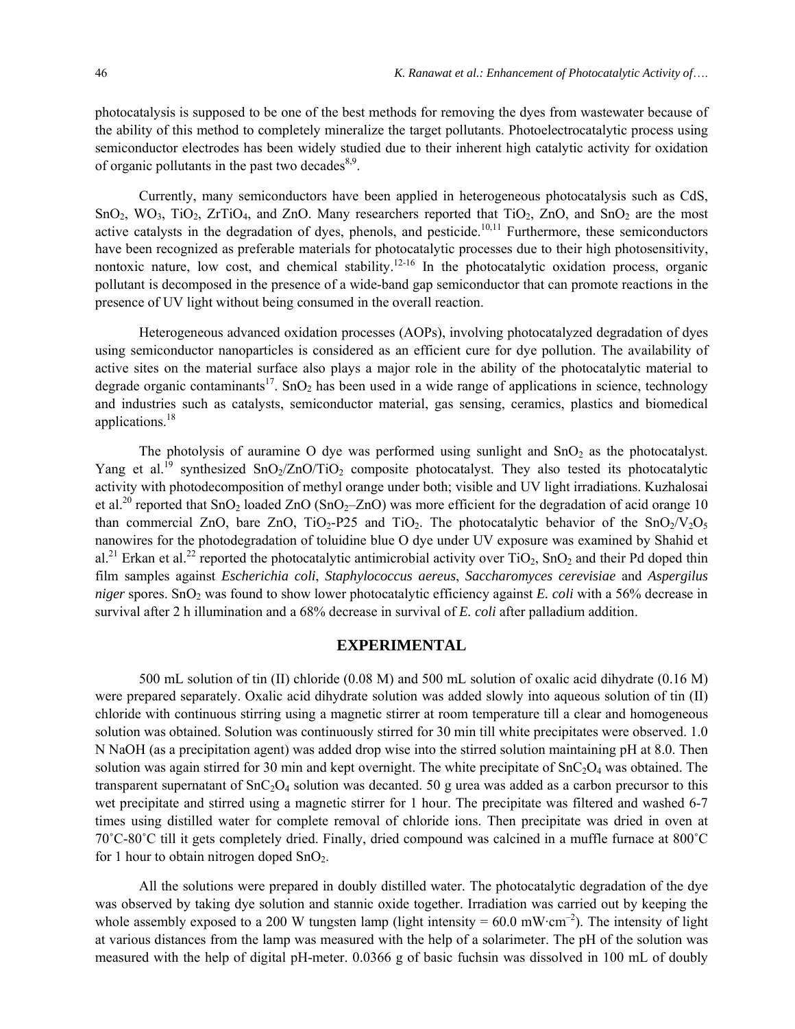photocatalysis is supposed to be one of the best methods for removing the dyes from wastewater because of the ability of this method to completely mineralize the target pollutants. Photoelectrocatalytic process using semiconductor electrodes has been widely studied due to their inherent high catalytic activity for oxidation of organic pollutants in the past two decades[8,9].

Currently, many semiconductors have been applied in heterogeneous photocatalysis such as CdS, $SnO_2$, $WO_3$, $TiO_2$, $ZrTiO_4$, and ZnO. Many researchers reported that $TiO_2$, ZnO, and $SnO_2$ are the most active catalysts in the degradation of dyes, phenols, and pesticide.[10,11] Furthermore, these semiconductors have been recognized as preferable materials for photocatalytic processes due to their high photosensitivity, nontoxic nature, low cost, and chemical stability.[12-16] In the photocatalytic oxidation process, organic pollutant is decomposed in the presence of a wide-band gap semiconductor that can promote reactions in the presence of UV light without being consumed in the overall reaction.

Heterogeneous advanced oxidation processes (AOPs), involving photocatalyzed degradation of dyes using semiconductor nanoparticles is considered as an efficient cure for dye pollution. The availability of active sites on the material surface also plays a major role in the ability of the photocatalytic material to degrade organic contaminants[17]. $SnO_2$ has been used in a wide range of applications in science, technology and industries such as catalysts, semiconductor material, gas sensing, ceramics, plastics and biomedical applications.[18]

The photolysis of auramine O dye was performed using sunlight and $SnO_2$ as the photocatalyst. Yang et al.[19] synthesized $SnO_2/ZnO/TiO_2$ composite photocatalyst. They also tested its photocatalytic activity with photodecomposition of methyl orange under both; visible and UV light irradiations. Kuzhalosai et al.[20] reported that $SnO_2$ loaded ZnO ($SnO_2$–ZnO) was more efficient for the degradation of acid orange 10 than commercial ZnO, bare ZnO, $TiO_2$-P25 and $TiO_2$. The photocatalytic behavior of the $SnO_2/V_2O_5$ nanowires for the photodegradation of toluidine blue O dye under UV exposure was examined by Shahid et al.[21] Erkan et al.[22] reported the photocatalytic antimicrobial activity over $TiO_2$, $SnO_2$ and their Pd doped thin film samples against *Escherichia coli*, *Staphylococcus aereus*, *Saccharomyces cerevisiae* and *Aspergilus niger* spores. $SnO_2$ was found to show lower photocatalytic efficiency against *E. coli* with a 56% decrease in survival after 2 h illumination and a 68% decrease in survival of *E. coli* after palladium addition.

## EXPERIMENTAL

500 mL solution of tin (II) chloride (0.08 M) and 500 mL solution of oxalic acid dihydrate (0.16 M) were prepared separately. Oxalic acid dihydrate solution was added slowly into aqueous solution of tin (II) chloride with continuous stirring using a magnetic stirrer at room temperature till a clear and homogeneous solution was obtained. Solution was continuously stirred for 30 min till white precipitates were observed. 1.0 N NaOH (as a precipitation agent) was added drop wise into the stirred solution maintaining pH at 8.0. Then solution was again stirred for 30 min and kept overnight. The white precipitate of $SnC_2O_4$ was obtained. The transparent supernatant of $SnC_2O_4$ solution was decanted. 50 g urea was added as a carbon precursor to this wet precipitate and stirred using a magnetic stirrer for 1 hour. The precipitate was filtered and washed 6-7 times using distilled water for complete removal of chloride ions. Then precipitate was dried in oven at 70˚C-80˚C till it gets completely dried. Finally, dried compound was calcined in a muffle furnace at 800˚C for 1 hour to obtain nitrogen doped $SnO_2$.

All the solutions were prepared in doubly distilled water. The photocatalytic degradation of the dye was observed by taking dye solution and stannic oxide together. Irradiation was carried out by keeping the whole assembly exposed to a 200 W tungsten lamp (light intensity = 60.0 $mW \cdot cm^{-2}$). The intensity of light at various distances from the lamp was measured with the help of a solarimeter. The pH of the solution was measured with the help of digital pH-meter. 0.0366 g of basic fuchsin was dissolved in 100 mL of doubly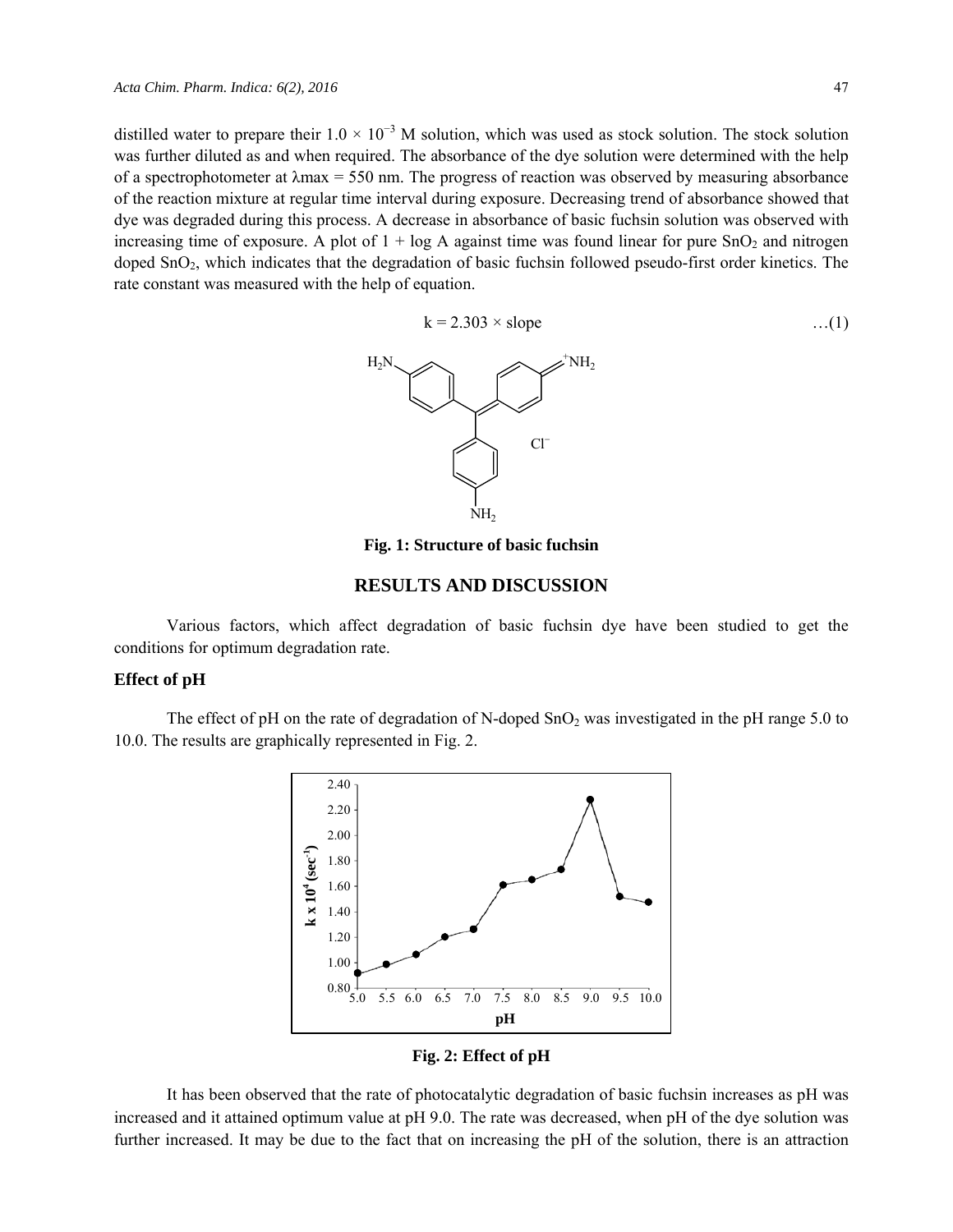distilled water to prepare their $1.0 \times 10^{-3}$ M solution, which was used as stock solution. The stock solution was further diluted as and when required. The absorbance of the dye solution were determined with the help of a spectrophotometer at $\lambda$max = 550 nm. The progress of reaction was observed by measuring absorbance of the reaction mixture at regular time interval during exposure. Decreasing trend of absorbance showed that dye was degraded during this process. A decrease in absorbance of basic fuchsin solution was observed with increasing time of exposure. A plot of 1 + log A against time was found linear for pure $SnO_2$ and nitrogen doped $SnO_2$, which indicates that the degradation of basic fuchsin followed pseudo-first order kinetics. The rate constant was measured with the help of equation.

$$k = 2.303 \times \text{slope} \quad \ldots(1)$$

**Fig. 1: Structure of basic fuchsin**

## RESULTS AND DISCUSSION

Various factors, which affect degradation of basic fuchsin dye have been studied to get the conditions for optimum degradation rate.

### Effect of pH

The effect of pH on the rate of degradation of N-doped $SnO_2$ was investigated in the pH range 5.0 to 10.0. The results are graphically represented in Fig. 2.

**Fig. 2: Effect of pH**

It has been observed that the rate of photocatalytic degradation of basic fuchsin increases as pH was increased and it attained optimum value at pH 9.0. The rate was decreased, when pH of the dye solution was further increased. It may be due to the fact that on increasing the pH of the solution, there is an attraction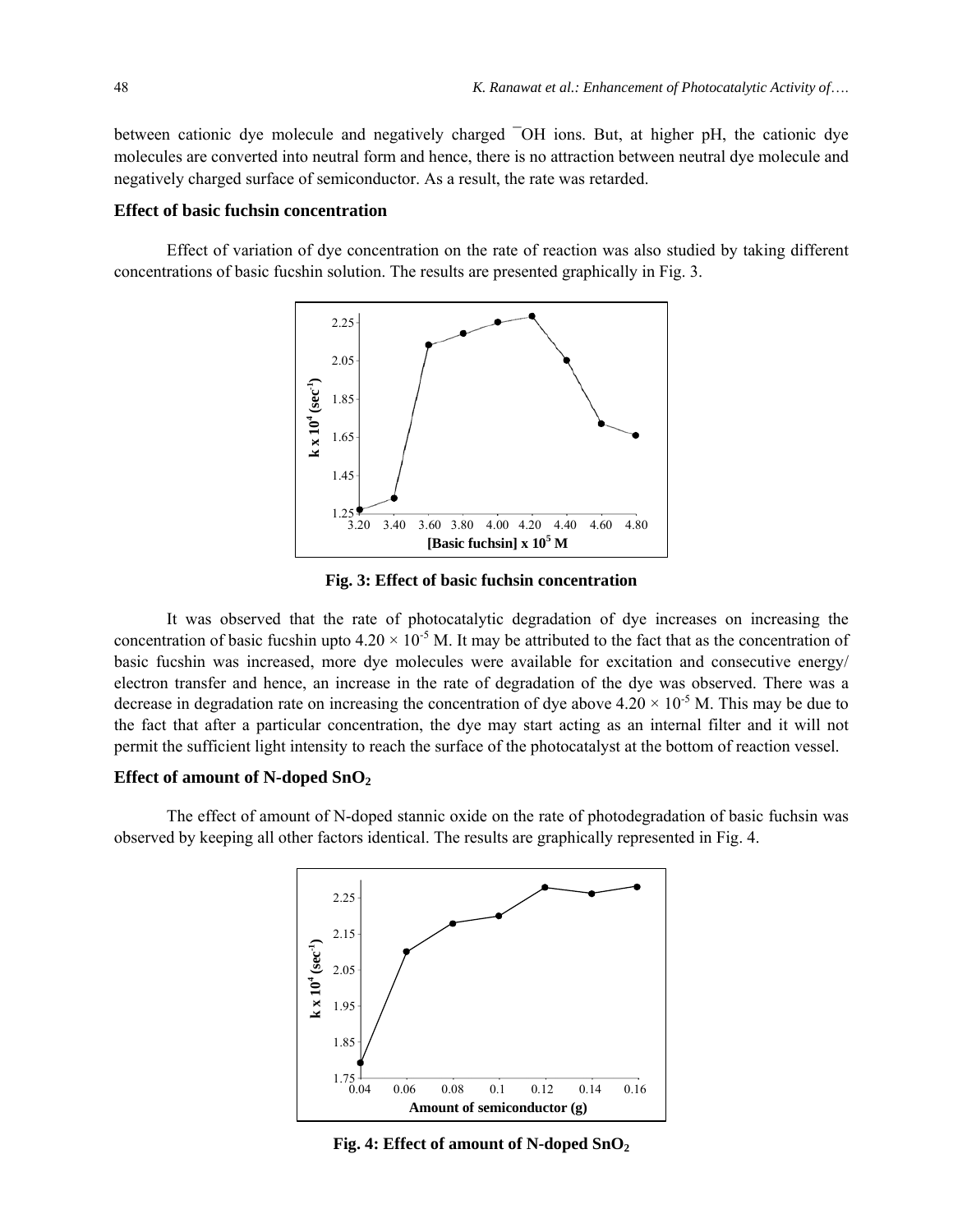between cationic dye molecule and negatively charged $^{-}OH$ ions. But, at higher pH, the cationic dye molecules are converted into neutral form and hence, there is no attraction between neutral dye molecule and negatively charged surface of semiconductor. As a result, the rate was retarded.

### Effect of basic fuchsin concentration

Effect of variation of dye concentration on the rate of reaction was also studied by taking different concentrations of basic fucshin solution. The results are presented graphically in Fig. 3.

**Fig. 3: Effect of basic fuchsin concentration**

It was observed that the rate of photocatalytic degradation of dye increases on increasing the concentration of basic fucshin upto $4.20 \times 10^{-5}$ M. It may be attributed to the fact that as the concentration of basic fucshin was increased, more dye molecules were available for excitation and consecutive energy/ electron transfer and hence, an increase in the rate of degradation of the dye was observed. There was a decrease in degradation rate on increasing the concentration of dye above $4.20 \times 10^{-5}$ M. This may be due to the fact that after a particular concentration, the dye may start acting as an internal filter and it will not permit the sufficient light intensity to reach the surface of the photocatalyst at the bottom of reaction vessel.

### Effect of amount of N-doped $SnO_2$

The effect of amount of N-doped stannic oxide on the rate of photodegradation of basic fuchsin was observed by keeping all other factors identical. The results are graphically represented in Fig. 4.

**Fig. 4: Effect of amount of N-doped $SnO_2$**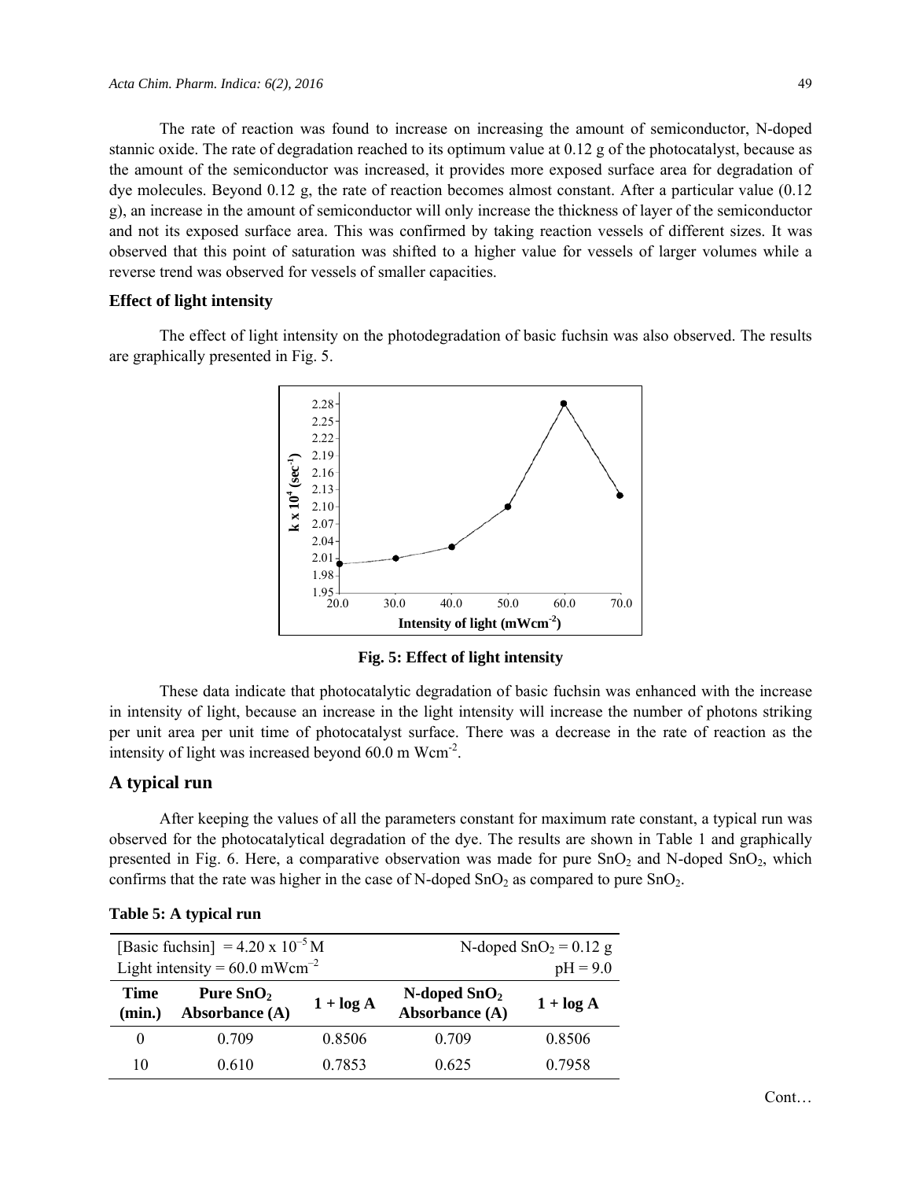The rate of reaction was found to increase on increasing the amount of semiconductor, N-doped stannic oxide. The rate of degradation reached to its optimum value at 0.12 g of the photocatalyst, because as the amount of the semiconductor was increased, it provides more exposed surface area for degradation of dye molecules. Beyond 0.12 g, the rate of reaction becomes almost constant. After a particular value (0.12 g), an increase in the amount of semiconductor will only increase the thickness of layer of the semiconductor and not its exposed surface area. This was confirmed by taking reaction vessels of different sizes. It was observed that this point of saturation was shifted to a higher value for vessels of larger volumes while a reverse trend was observed for vessels of smaller capacities.

### Effect of light intensity

The effect of light intensity on the photodegradation of basic fuchsin was also observed. The results are graphically presented in Fig. 5.

**Fig. 5: Effect of light intensity**

These data indicate that photocatalytic degradation of basic fuchsin was enhanced with the increase in intensity of light, because an increase in the light intensity will increase the number of photons striking per unit area per unit time of photocatalyst surface. There was a decrease in the rate of reaction as the intensity of light was increased beyond 60.0 m $Wcm^{-2}$.

## A typical run

After keeping the values of all the parameters constant for maximum rate constant, a typical run was observed for the photocatalytical degradation of the dye. The results are shown in Table 1 and graphically presented in Fig. 6. Here, a comparative observation was made for pure $SnO_2$ and N-doped $SnO_2$, which confirms that the rate was higher in the case of N-doped $SnO_2$ as compared to pure $SnO_2$.

**Table 5: A typical run**

| [Basic fuchsin] = $4.20 \times 10^{-5}$ M | | | N-doped $SnO_2$ = 0.12 g | |
|---|---|---|---|---|
| Light intensity = 60.0 $mWcm^{-2}$ | | | pH = 9.0 | |
| **Time (min.)** | **Pure $SnO_2$ Absorbance (A)** | **1 + log A** | **N-doped $SnO_2$ Absorbance (A)** | **1 + log A** |
| 0 | 0.709 | 0.8506 | 0.709 | 0.8506 |
| 10 | 0.610 | 0.7853 | 0.625 | 0.7958 |

Cont…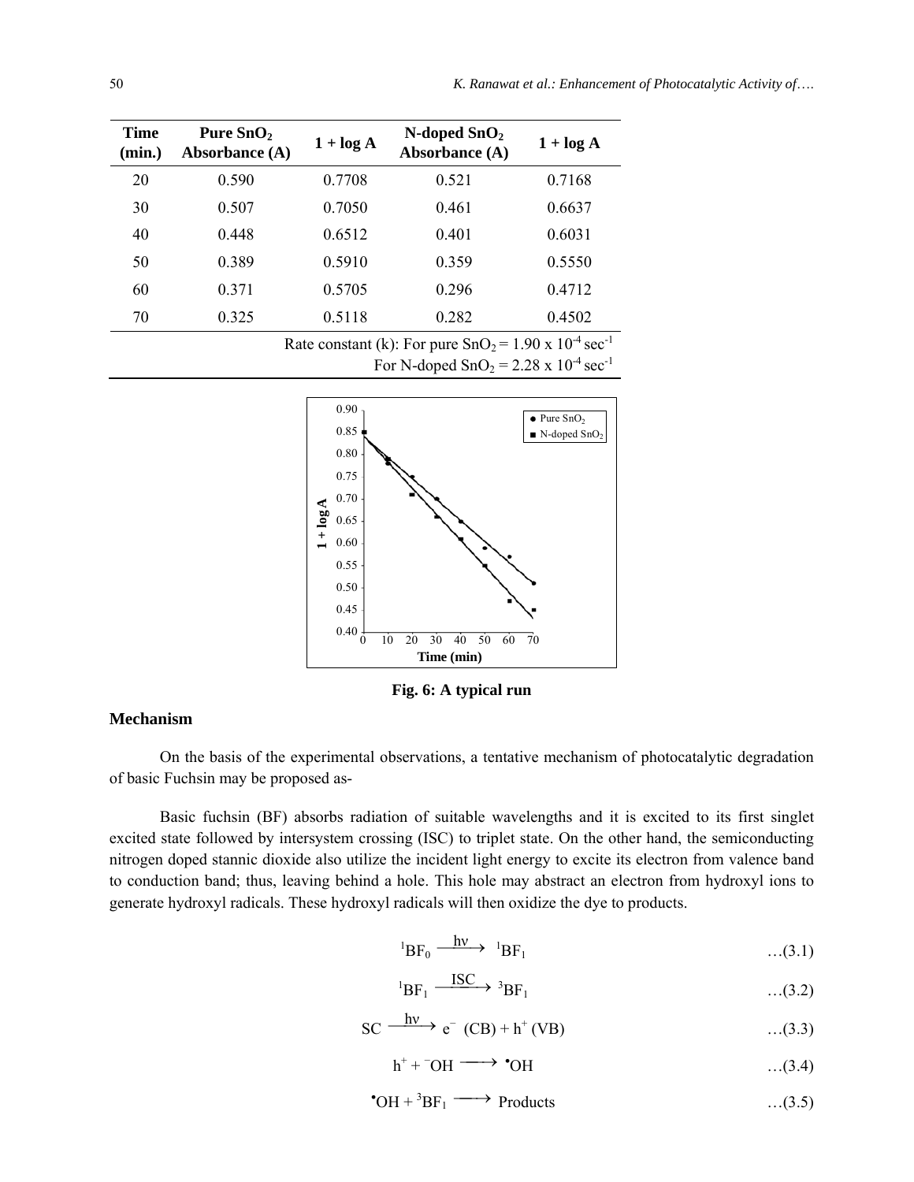| Time (min.) | Pure $SnO_2$ Absorbance (A) | 1 + log A | N-doped $SnO_2$ Absorbance (A) | 1 + log A |
|---|---|---|---|---|
| 20 | 0.590 | 0.7708 | 0.521 | 0.7168 |
| 30 | 0.507 | 0.7050 | 0.461 | 0.6637 |
| 40 | 0.448 | 0.6512 | 0.401 | 0.6031 |
| 50 | 0.389 | 0.5910 | 0.359 | 0.5550 |
| 60 | 0.371 | 0.5705 | 0.296 | 0.4712 |
| 70 | 0.325 | 0.5118 | 0.282 | 0.4502 |

Rate constant (k): For pure $SnO_2 = 1.90 \times 10^{-4}$ sec$^{-1}$
For N-doped $SnO_2 = 2.28 \times 10^{-4}$ sec$^{-1}$

**Fig. 6: A typical run**

## Mechanism

On the basis of the experimental observations, a tentative mechanism of photocatalytic degradation of basic Fuchsin may be proposed as-

Basic fuchsin (BF) absorbs radiation of suitable wavelengths and it is excited to its first singlet excited state followed by intersystem crossing (ISC) to triplet state. On the other hand, the semiconducting nitrogen doped stannic dioxide also utilize the incident light energy to excite its electron from valence band to conduction band; thus, leaving behind a hole. This hole may abstract an electron from hydroxyl ions to generate hydroxyl radicals. These hydroxyl radicals will then oxidize the dye to products.

$$^{1}BF_0 \xrightarrow{h\nu} {}^{1}BF_1 \quad \ldots(3.1)$$

$$^{1}BF_1 \xrightarrow{ISC} {}^{3}BF_1 \quad \ldots(3.2)$$

$$SC \xrightarrow{h\nu} e^- \ (CB) + h^+ \ (VB) \quad \ldots(3.3)$$

$$h^+ + {}^{-}OH \longrightarrow {}^{\bullet}OH \quad \ldots(3.4)$$

$${}^{\bullet}OH + {}^{3}BF_1 \longrightarrow \text{Products} \quad \ldots(3.5)$$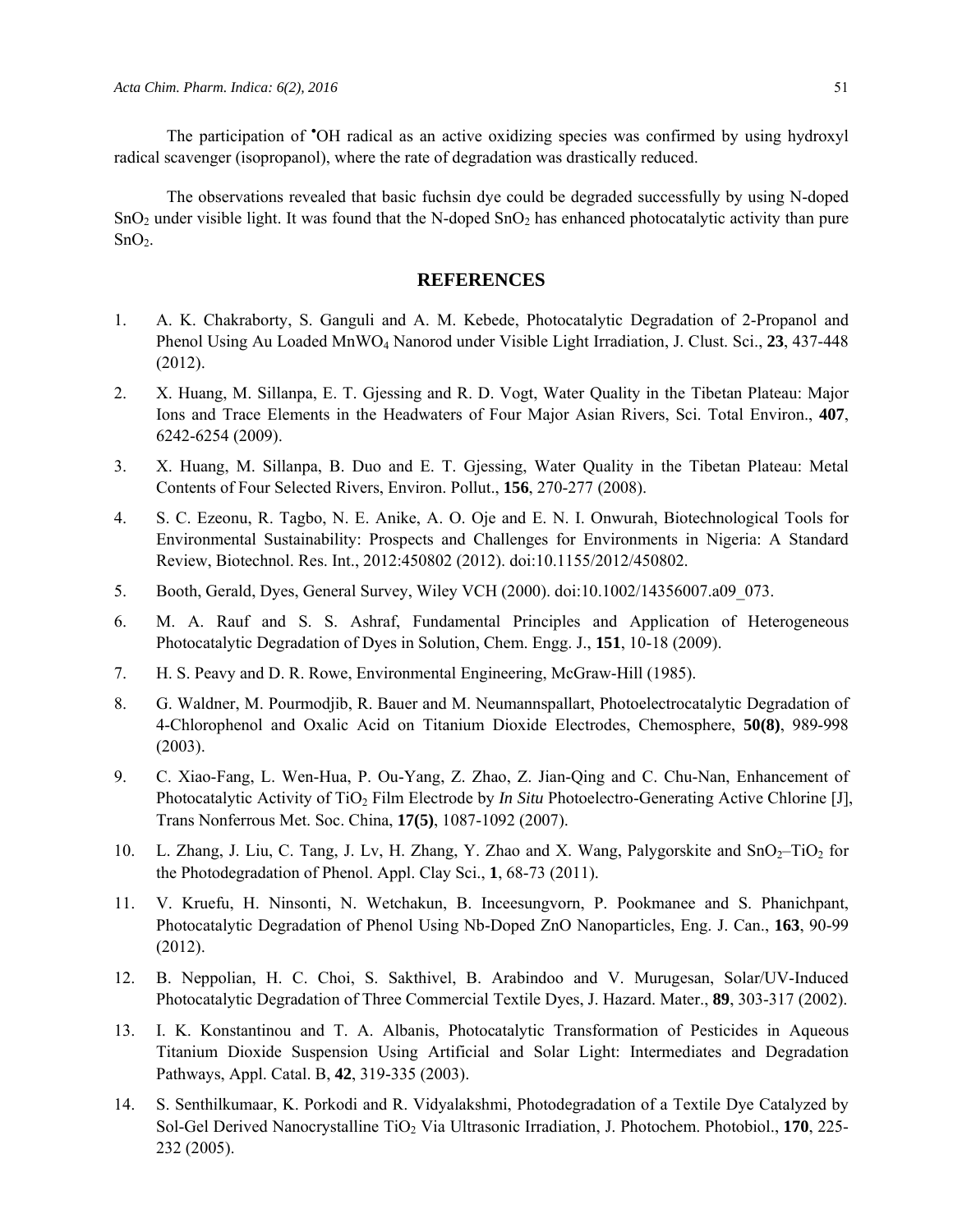The participation of $^{\bullet}OH$ radical as an active oxidizing species was confirmed by using hydroxyl radical scavenger (isopropanol), where the rate of degradation was drastically reduced.

The observations revealed that basic fuchsin dye could be degraded successfully by using N-doped $SnO_2$ under visible light. It was found that the N-doped $SnO_2$ has enhanced photocatalytic activity than pure $SnO_2$.

## REFERENCES

1. A. K. Chakraborty, S. Ganguli and A. M. Kebede, Photocatalytic Degradation of 2-Propanol and Phenol Using Au Loaded $MnWO_4$ Nanorod under Visible Light Irradiation, J. Clust. Sci., **23**, 437-448 (2012).
2. X. Huang, M. Sillanpa, E. T. Gjessing and R. D. Vogt, Water Quality in the Tibetan Plateau: Major Ions and Trace Elements in the Headwaters of Four Major Asian Rivers, Sci. Total Environ., **407**, 6242-6254 (2009).
3. X. Huang, M. Sillanpa, B. Duo and E. T. Gjessing, Water Quality in the Tibetan Plateau: Metal Contents of Four Selected Rivers, Environ. Pollut., **156**, 270-277 (2008).
4. S. C. Ezeonu, R. Tagbo, N. E. Anike, A. O. Oje and E. N. I. Onwurah, Biotechnological Tools for Environmental Sustainability: Prospects and Challenges for Environments in Nigeria: A Standard Review, Biotechnol. Res. Int., 2012:450802 (2012). doi:10.1155/2012/450802.
5. Booth, Gerald, Dyes, General Survey, Wiley VCH (2000). doi:10.1002/14356007.a09_073.
6. M. A. Rauf and S. S. Ashraf, Fundamental Principles and Application of Heterogeneous Photocatalytic Degradation of Dyes in Solution, Chem. Engg. J., **151**, 10-18 (2009).
7. H. S. Peavy and D. R. Rowe, Environmental Engineering, McGraw-Hill (1985).
8. G. Waldner, M. Pourmodjib, R. Bauer and M. Neumannspallart, Photoelectrocatalytic Degradation of 4-Chlorophenol and Oxalic Acid on Titanium Dioxide Electrodes, Chemosphere, **50(8)**, 989-998 (2003).
9. C. Xiao-Fang, L. Wen-Hua, P. Ou-Yang, Z. Zhao, Z. Jian-Qing and C. Chu-Nan, Enhancement of Photocatalytic Activity of $TiO_2$ Film Electrode by *In Situ* Photoelectro-Generating Active Chlorine [J], Trans Nonferrous Met. Soc. China, **17(5)**, 1087-1092 (2007).
10. L. Zhang, J. Liu, C. Tang, J. Lv, H. Zhang, Y. Zhao and X. Wang, Palygorskite and $SnO_2$–$TiO_2$ for the Photodegradation of Phenol. Appl. Clay Sci., **1**, 68-73 (2011).
11. V. Kruefu, H. Ninsonti, N. Wetchakun, B. Inceesungvorn, P. Pookmanee and S. Phanichpant, Photocatalytic Degradation of Phenol Using Nb-Doped ZnO Nanoparticles, Eng. J. Can., **163**, 90-99 (2012).
12. B. Neppolian, H. C. Choi, S. Sakthivel, B. Arabindoo and V. Murugesan, Solar/UV-Induced Photocatalytic Degradation of Three Commercial Textile Dyes, J. Hazard. Mater., **89**, 303-317 (2002).
13. I. K. Konstantinou and T. A. Albanis, Photocatalytic Transformation of Pesticides in Aqueous Titanium Dioxide Suspension Using Artificial and Solar Light: Intermediates and Degradation Pathways, Appl. Catal. B, **42**, 319-335 (2003).
14. S. Senthilkumaar, K. Porkodi and R. Vidyalakshmi, Photodegradation of a Textile Dye Catalyzed by Sol-Gel Derived Nanocrystalline $TiO_2$ Via Ultrasonic Irradiation, J. Photochem. Photobiol., **170**, 225-232 (2005).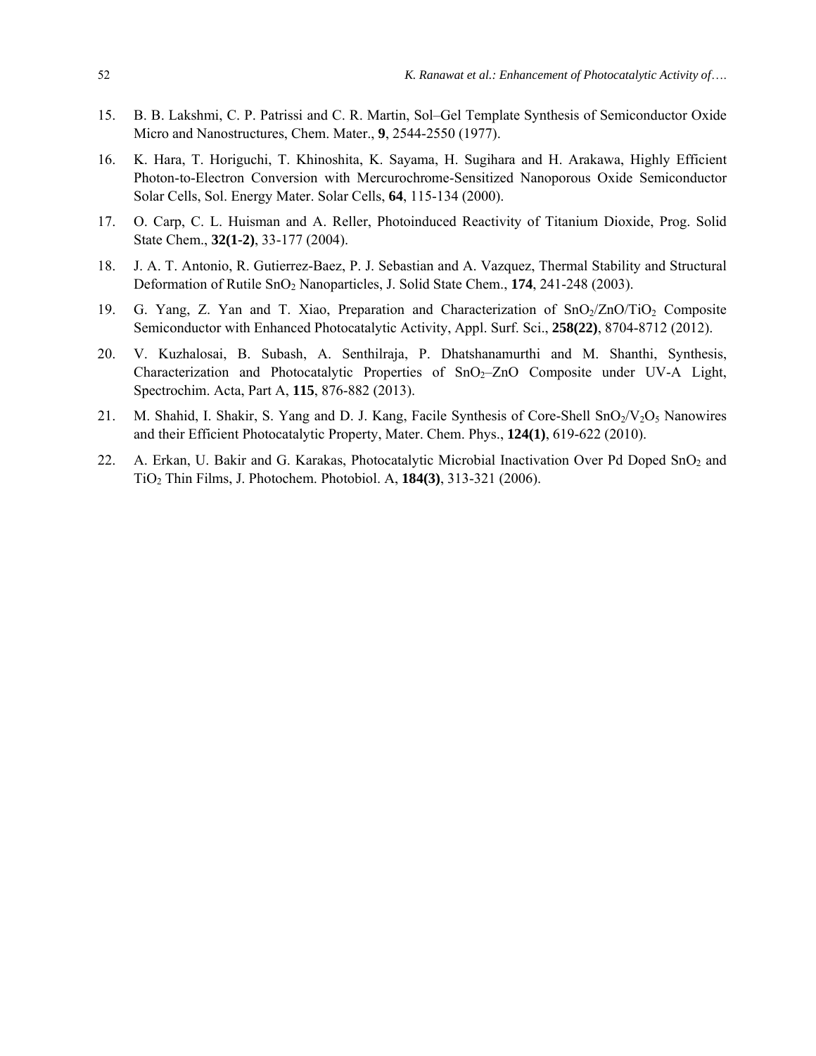15. B. B. Lakshmi, C. P. Patrissi and C. R. Martin, Sol–Gel Template Synthesis of Semiconductor Oxide Micro and Nanostructures, Chem. Mater., **9**, 2544-2550 (1977).
16. K. Hara, T. Horiguchi, T. Khinoshita, K. Sayama, H. Sugihara and H. Arakawa, Highly Efficient Photon-to-Electron Conversion with Mercurochrome-Sensitized Nanoporous Oxide Semiconductor Solar Cells, Sol. Energy Mater. Solar Cells, **64**, 115-134 (2000).
17. O. Carp, C. L. Huisman and A. Reller, Photoinduced Reactivity of Titanium Dioxide, Prog. Solid State Chem., **32(1-2)**, 33-177 (2004).
18. J. A. T. Antonio, R. Gutierrez-Baez, P. J. Sebastian and A. Vazquez, Thermal Stability and Structural Deformation of Rutile $SnO_2$ Nanoparticles, J. Solid State Chem., **174**, 241-248 (2003).
19. G. Yang, Z. Yan and T. Xiao, Preparation and Characterization of $SnO_2$/ZnO/$TiO_2$ Composite Semiconductor with Enhanced Photocatalytic Activity, Appl. Surf. Sci., **258(22)**, 8704-8712 (2012).
20. V. Kuzhalosai, B. Subash, A. Senthilraja, P. Dhatshanamurthi and M. Shanthi, Synthesis, Characterization and Photocatalytic Properties of $SnO_2$–ZnO Composite under UV-A Light, Spectrochim. Acta, Part A, **115**, 876-882 (2013).
21. M. Shahid, I. Shakir, S. Yang and D. J. Kang, Facile Synthesis of Core-Shell $SnO_2$/$V_2O_5$ Nanowires and their Efficient Photocatalytic Property, Mater. Chem. Phys., **124(1)**, 619-622 (2010).
22. A. Erkan, U. Bakir and G. Karakas, Photocatalytic Microbial Inactivation Over Pd Doped $SnO_2$ and $TiO_2$ Thin Films, J. Photochem. Photobiol. A, **184(3)**, 313-321 (2006).